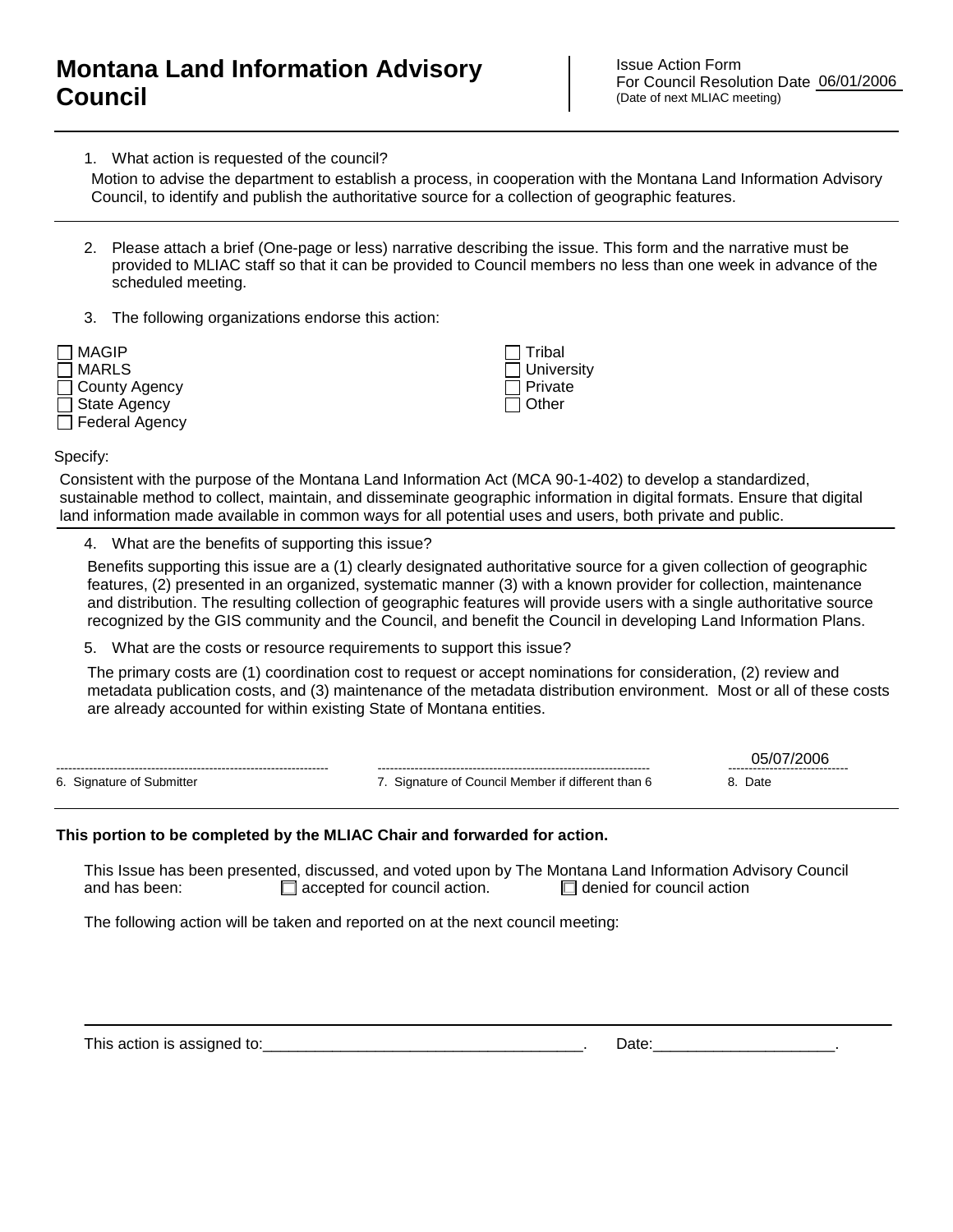# Montana Land Information Advisory Council

Issue Action Form
For Council Resolution Date 06/01/2006
(Date of next MLIAC meeting)

---

1. What action is requested of the council?

Motion to advise the department to establish a process, in cooperation with the Montana Land Information Advisory Council, to identify and publish the authoritative source for a collection of geographic features.

---

2. Please attach a brief (One-page or less) narrative describing the issue. This form and the narrative must be provided to MLIAC staff so that it can be provided to Council members no less than one week in advance of the scheduled meeting.

3. The following organizations endorse this action:

- ☐ MAGIP
- ☐ MARLS
- ☐ County Agency
- ☐ State Agency
- ☐ Federal Agency
- ☐ Tribal
- ☐ University
- ☐ Private
- ☐ Other

Specify:

Consistent with the purpose of the Montana Land Information Act (MCA 90-1-402) to develop a standardized, sustainable method to collect, maintain, and disseminate geographic information in digital formats. Ensure that digital land information made available in common ways for all potential uses and users, both private and public.

---

4. What are the benefits of supporting this issue?

Benefits supporting this issue are a (1) clearly designated authoritative source for a given collection of geographic features, (2) presented in an organized, systematic manner (3) with a known provider for collection, maintenance and distribution. The resulting collection of geographic features will provide users with a single authoritative source recognized by the GIS community and the Council, and benefit the Council in developing Land Information Plans.

5. What are the costs or resource requirements to support this issue?

The primary costs are (1) coordination cost to request or accept nominations for consideration, (2) review and metadata publication costs, and (3) maintenance of the metadata distribution environment. Most or all of these costs are already accounted for within existing State of Montana entities.

| ------------------------------ | ------------------------------ | 05/07/2006 |
|---|---|---|
| 6. Signature of Submitter | 7. Signature of Council Member if different than 6 | 8. Date |

---

**This portion to be completed by the MLIAC Chair and forwarded for action.**

This Issue has been presented, discussed, and voted upon by The Montana Land Information Advisory Council and has been: ☐ accepted for council action. ☐ denied for council action

The following action will be taken and reported on at the next council meeting:

---

This action is assigned to:\_\_\_\_\_\_\_\_\_\_\_\_\_\_\_\_\_\_\_\_\_\_\_\_\_\_\_\_\_\_\_\_\_\_\_\_\_\_. Date:\_\_\_\_\_\_\_\_\_\_\_\_\_\_\_\_\_\_\_\_\_\_.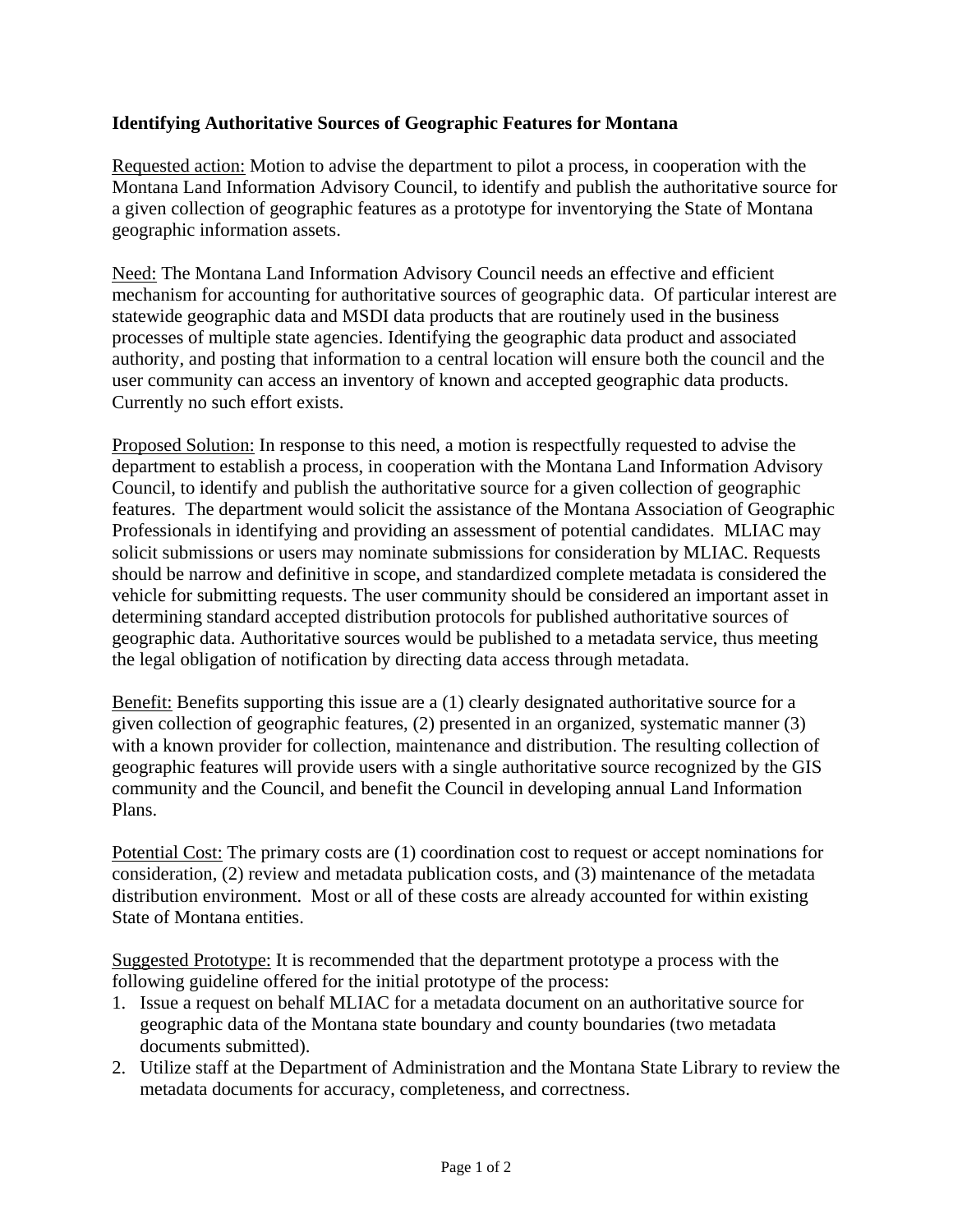**Identifying Authoritative Sources of Geographic Features for Montana**

Requested action: Motion to advise the department to pilot a process, in cooperation with the Montana Land Information Advisory Council, to identify and publish the authoritative source for a given collection of geographic features as a prototype for inventorying the State of Montana geographic information assets.

Need: The Montana Land Information Advisory Council needs an effective and efficient mechanism for accounting for authoritative sources of geographic data. Of particular interest are statewide geographic data and MSDI data products that are routinely used in the business processes of multiple state agencies. Identifying the geographic data product and associated authority, and posting that information to a central location will ensure both the council and the user community can access an inventory of known and accepted geographic data products. Currently no such effort exists.

Proposed Solution: In response to this need, a motion is respectfully requested to advise the department to establish a process, in cooperation with the Montana Land Information Advisory Council, to identify and publish the authoritative source for a given collection of geographic features. The department would solicit the assistance of the Montana Association of Geographic Professionals in identifying and providing an assessment of potential candidates. MLIAC may solicit submissions or users may nominate submissions for consideration by MLIAC. Requests should be narrow and definitive in scope, and standardized complete metadata is considered the vehicle for submitting requests. The user community should be considered an important asset in determining standard accepted distribution protocols for published authoritative sources of geographic data. Authoritative sources would be published to a metadata service, thus meeting the legal obligation of notification by directing data access through metadata.

Benefit: Benefits supporting this issue are a (1) clearly designated authoritative source for a given collection of geographic features, (2) presented in an organized, systematic manner (3) with a known provider for collection, maintenance and distribution. The resulting collection of geographic features will provide users with a single authoritative source recognized by the GIS community and the Council, and benefit the Council in developing annual Land Information Plans.

Potential Cost: The primary costs are (1) coordination cost to request or accept nominations for consideration, (2) review and metadata publication costs, and (3) maintenance of the metadata distribution environment. Most or all of these costs are already accounted for within existing State of Montana entities.

Suggested Prototype: It is recommended that the department prototype a process with the following guideline offered for the initial prototype of the process:

1. Issue a request on behalf MLIAC for a metadata document on an authoritative source for geographic data of the Montana state boundary and county boundaries (two metadata documents submitted).
2. Utilize staff at the Department of Administration and the Montana State Library to review the metadata documents for accuracy, completeness, and correctness.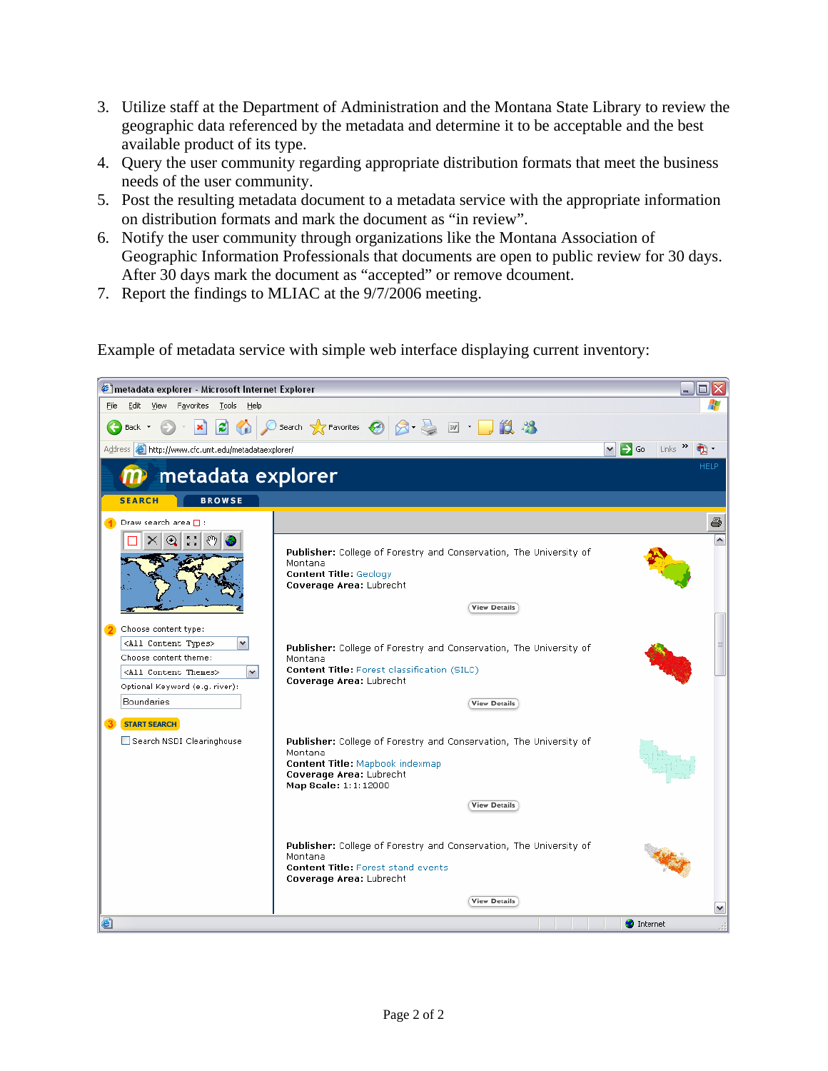3. Utilize staff at the Department of Administration and the Montana State Library to review the geographic data referenced by the metadata and determine it to be acceptable and the best available product of its type.
4. Query the user community regarding appropriate distribution formats that meet the business needs of the user community.
5. Post the resulting metadata document to a metadata service with the appropriate information on distribution formats and mark the document as "in review".
6. Notify the user community through organizations like the Montana Association of Geographic Information Professionals that documents are open to public review for 30 days. After 30 days mark the document as "accepted" or remove dcoument.
7. Report the findings to MLIAC at the 9/7/2006 meeting.

Example of metadata service with simple web interface displaying current inventory: